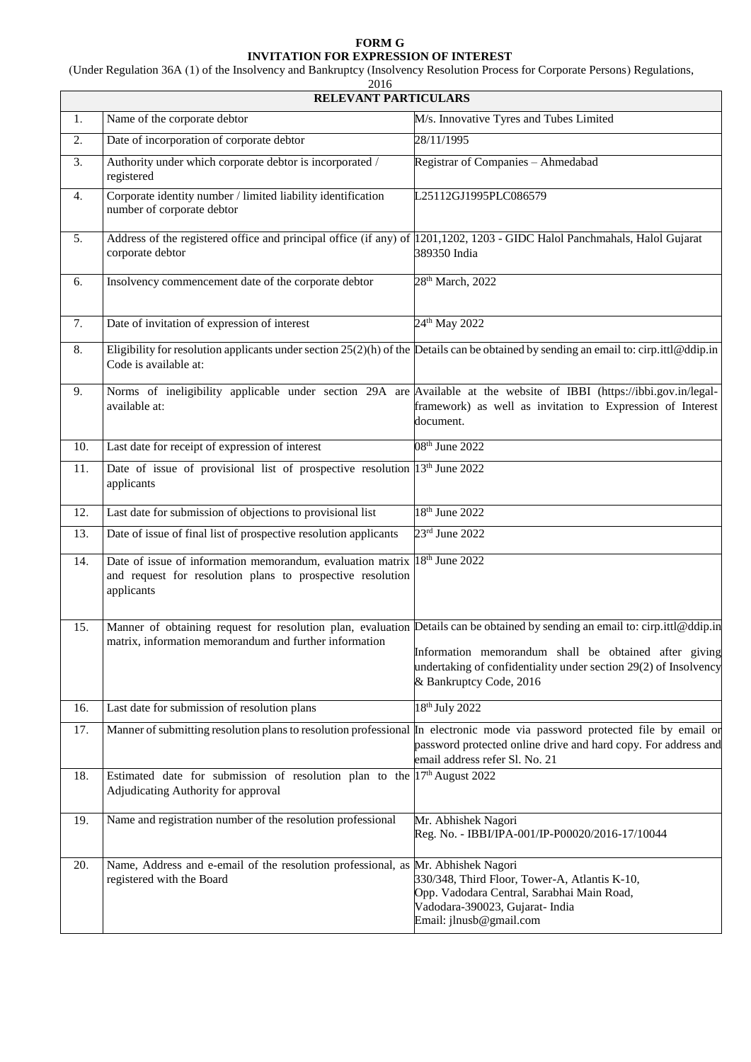# FORM G

## INVITATION FOR EXPRESSION OF INTEREST

(Under Regulation 36A (1) of the Insolvency and Bankruptcy (Insolvency Resolution Process for Corporate Persons) Regulations, 2016

| RELEVANT PARTICULARS | | |
|---|---|---|
| 1. | Name of the corporate debtor | M/s. Innovative Tyres and Tubes Limited |
| 2. | Date of incorporation of corporate debtor | 28/11/1995 |
| 3. | Authority under which corporate debtor is incorporated / registered | Registrar of Companies – Ahmedabad |
| 4. | Corporate identity number / limited liability identification number of corporate debtor | L25112GJ1995PLC086579 |
| 5. | Address of the registered office and principal office (if any) of corporate debtor | 1201,1202, 1203 - GIDC Halol Panchmahals, Halol Gujarat 389350 India |
| 6. | Insolvency commencement date of the corporate debtor | 28th March, 2022 |
| 7. | Date of invitation of expression of interest | 24th May 2022 |
| 8. | Eligibility for resolution applicants under section 25(2)(h) of the Code is available at: | Details can be obtained by sending an email to: cirp.ittl@ddip.in |
| 9. | Norms of ineligibility applicable under section 29A are available at: | Available at the website of IBBI (https://ibbi.gov.in/legal-framework) as well as invitation to Expression of Interest document. |
| 10. | Last date for receipt of expression of interest | 08th June 2022 |
| 11. | Date of issue of provisional list of prospective resolution applicants | 13th June 2022 |
| 12. | Last date for submission of objections to provisional list | 18th June 2022 |
| 13. | Date of issue of final list of prospective resolution applicants | 23rd June 2022 |
| 14. | Date of issue of information memorandum, evaluation matrix and request for resolution plans to prospective resolution applicants | 18th June 2022 |
| 15. | Manner of obtaining request for resolution plan, evaluation matrix, information memorandum and further information | Details can be obtained by sending an email to: cirp.ittl@ddip.in<br><br>Information memorandum shall be obtained after giving undertaking of confidentiality under section 29(2) of Insolvency & Bankruptcy Code, 2016 |
| 16. | Last date for submission of resolution plans | 18th July 2022 |
| 17. | Manner of submitting resolution plans to resolution professional | In electronic mode via password protected file by email or password protected online drive and hard copy. For address and email address refer Sl. No. 21 |
| 18. | Estimated date for submission of resolution plan to the Adjudicating Authority for approval | 17th August 2022 |
| 19. | Name and registration number of the resolution professional | Mr. Abhishek Nagori<br>Reg. No. - IBBI/IPA-001/IP-P00020/2016-17/10044 |
| 20. | Name, Address and e-email of the resolution professional, as registered with the Board | Mr. Abhishek Nagori<br>330/348, Third Floor, Tower-A, Atlantis K-10,<br>Opp. Vadodara Central, Sarabhai Main Road,<br>Vadodara-390023, Gujarat- India<br>Email: jlnusb@gmail.com |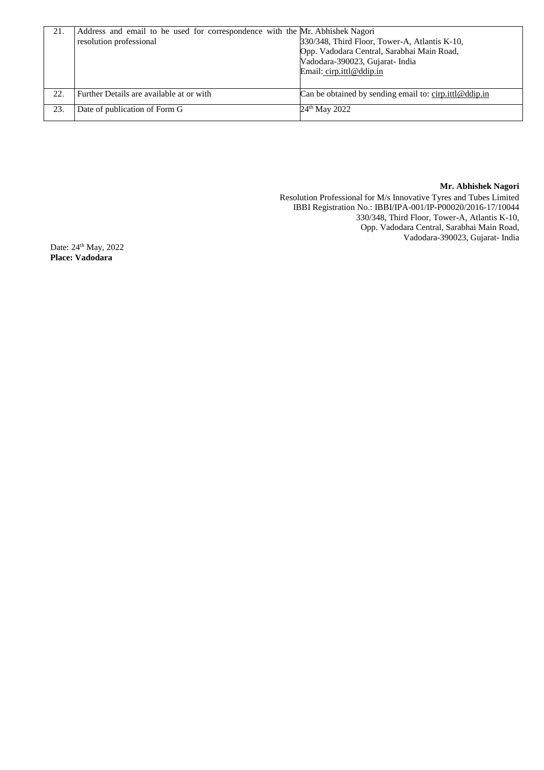| | | |
|---|---|---|
| 21. | Address and email to be used for correspondence with the resolution professional | Mr. Abhishek Nagori<br>330/348, Third Floor, Tower-A, Atlantis K-10,<br>Opp. Vadodara Central, Sarabhai Main Road,<br>Vadodara-390023, Gujarat- India<br>Email: cirp.ittl@ddip.in |
| 22. | Further Details are available at or with | Can be obtained by sending email to: cirp.ittl@ddip.in |
| 23. | Date of publication of Form G | 24th May 2022 |

**Mr. Abhishek Nagori**

Resolution Professional for M/s Innovative Tyres and Tubes Limited
IBBI Registration No.: IBBI/IPA-001/IP-P00020/2016-17/10044
330/348, Third Floor, Tower-A, Atlantis K-10,
Opp. Vadodara Central, Sarabhai Main Road,
Vadodara-390023, Gujarat- India

Date: 24th May, 2022
**Place: Vadodara**